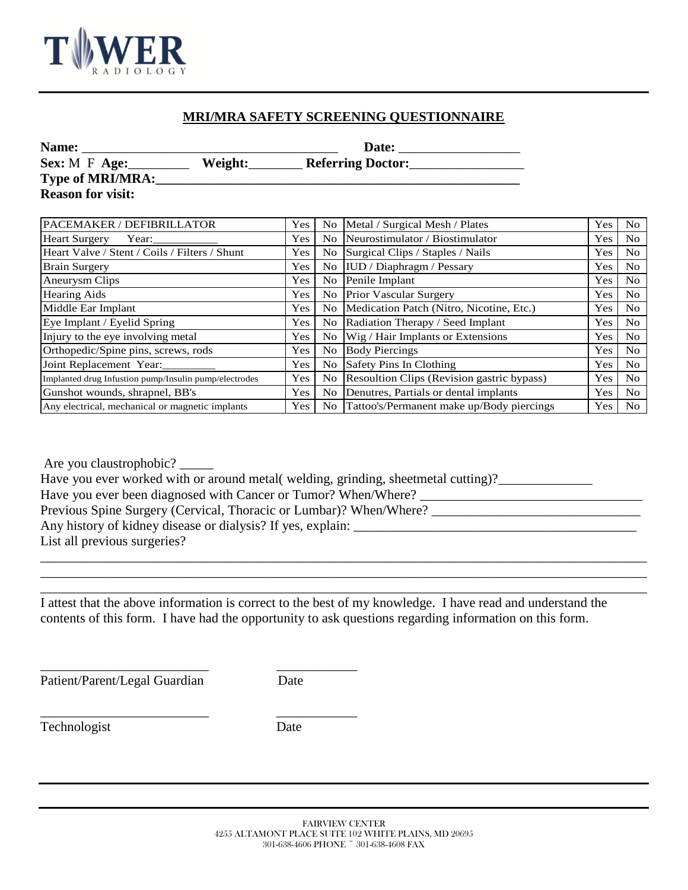TOWER RADIOLOGY

## MRI/MRA SAFETY SCREENING QUESTIONNAIRE

**Name:** _____________________________________ **Date:** __________________

**Sex:** M F **Age:**_________ **Weight:**________ **Referring Doctor:**_________________

**Type of MRI/MRA:**________________________________________________________

**Reason for visit:**

| | | | | | |
|---|---|---|---|---|---|
| PACEMAKER / DEFIBRILLATOR | Yes | No | Metal / Surgical Mesh / Plates | Yes | No |
| Heart Surgery Year:__________ | Yes | No | Neurostimulator / Biostimulator | Yes | No |
| Heart Valve / Stent / Coils / Filters / Shunt | Yes | No | Surgical Clips / Staples / Nails | Yes | No |
| Brain Surgery | Yes | No | IUD / Diaphragm / Pessary | Yes | No |
| Aneurysm Clips | Yes | No | Penile Implant | Yes | No |
| Hearing Aids | Yes | No | Prior Vascular Surgery | Yes | No |
| Middle Ear Implant | Yes | No | Medication Patch (Nitro, Nicotine, Etc.) | Yes | No |
| Eye Implant / Eyelid Spring | Yes | No | Radiation Therapy / Seed Implant | Yes | No |
| Injury to the eye involving metal | Yes | No | Wig / Hair Implants or Extensions | Yes | No |
| Orthopedic/Spine pins, screws, rods | Yes | No | Body Piercings | Yes | No |
| Joint Replacement Year:_________ | Yes | No | Safety Pins In Clothing | Yes | No |
| Implanted drug Infustion pump/Insulin pump/electrodes | Yes | No | Resoultion Clips (Revision gastric bypass) | Yes | No |
| Gunshot wounds, shrapnel, BB's | Yes | No | Denutres, Partials or dental implants | Yes | No |
| Any electrical, mechanical or magnetic implants | Yes | No | Tattoo's/Permanent make up/Body piercings | Yes | No |

Are you claustrophobic? _____

Have you ever worked with or around metal( welding, grinding, sheetmetal cutting)?______________

Have you ever been diagnosed with Cancer or Tumor? When/Where? _________________________________

Previous Spine Surgery (Cervical, Thoracic or Lumbar)? When/Where? ________________________________

Any history of kidney disease or dialysis? If yes, explain: __________________________________________

List all previous surgeries?

______________________________________________________________________________________

______________________________________________________________________________________

______________________________________________________________________________________

I attest that the above information is correct to the best of my knowledge. I have read and understand the contents of this form. I have had the opportunity to ask questions regarding information on this form.

_________________________ ____________

Patient/Parent/Legal Guardian Date

_________________________ ____________

Technologist Date

FAIRVIEW CENTER
4255 ALTAMONT PLACE SUITE 102 WHITE PLAINS, MD 20695
301-638-4606 PHONE ~ 301-638-4608 FAX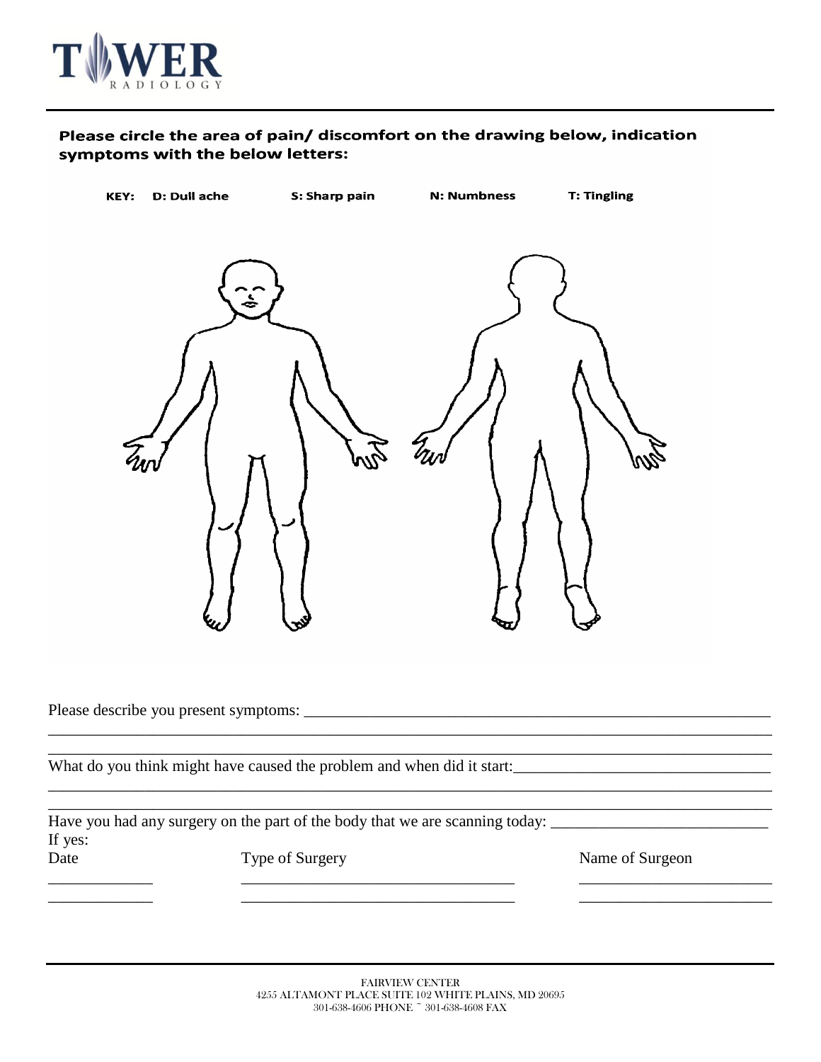Tower Radiology

**Please circle the area of pain/ discomfort on the drawing below, indication symptoms with the below letters:**

**KEY: D: Dull ache S: Sharp pain N: Numbness T: Tingling**

Please describe you present symptoms: ____________________________________________________________

____________________________________________________________________________________________

____________________________________________________________________________________________

What do you think might have caused the problem and when did it start:________________________________

____________________________________________________________________________________________

____________________________________________________________________________________________

Have you had any surgery on the part of the body that we are scanning today: __________________________

If yes:

| Date | Type of Surgery | Name of Surgeon |
| --- | --- | --- |
| _____________ | ___________________________________ | ________________________ |
| _____________ | ___________________________________ | ________________________ |

FAIRVIEW CENTER
4255 ALTAMONT PLACE SUITE 102 WHITE PLAINS, MD 20695
301-638-4606 PHONE ~ 301-638-4608 FAX